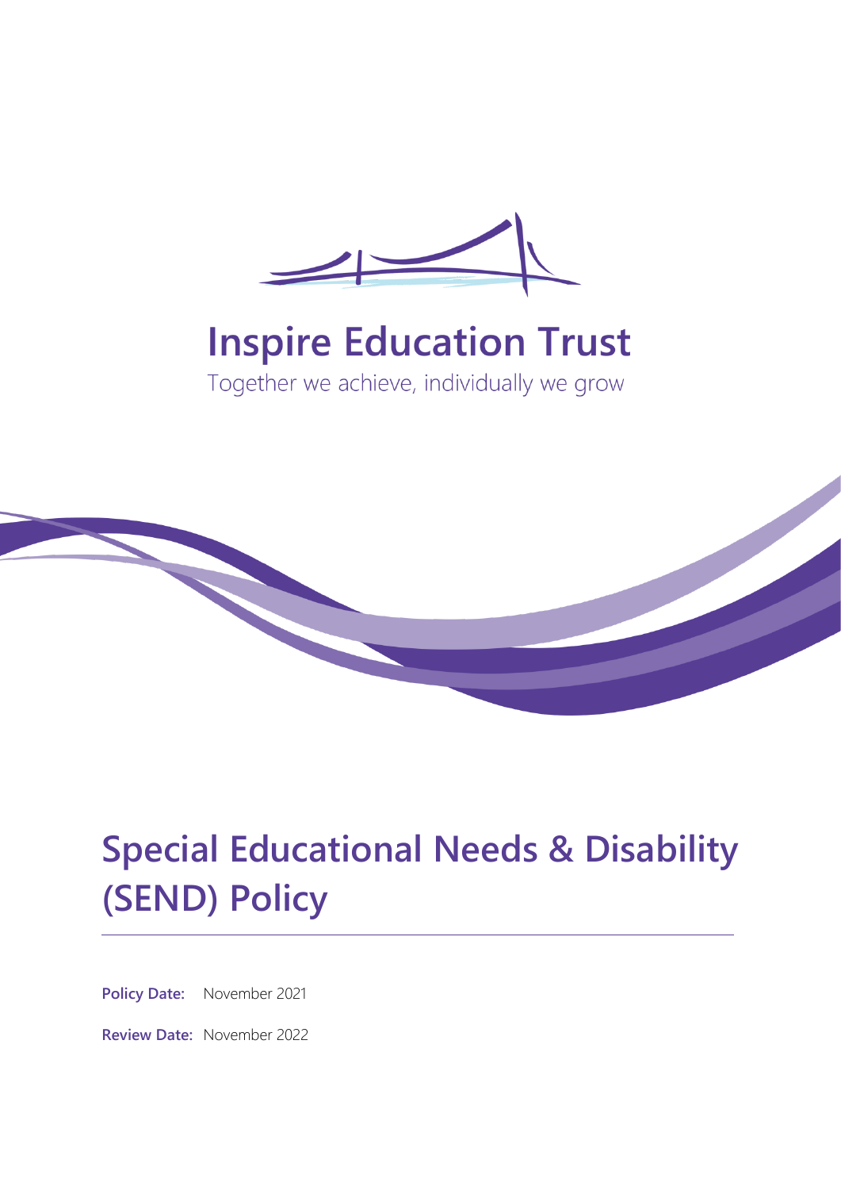# Inspire Education Trust

Together we achieve, individually we grow

# Special Educational Needs & Disability (SEND) Policy

**Policy Date:** November 2021

**Review Date:** November 2022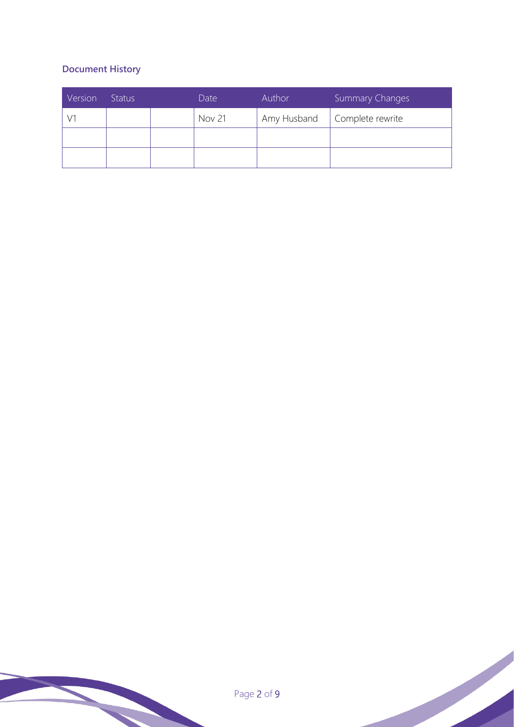### Document History

| Version | Status | | Date | Author | Summary Changes |
| --- | --- | --- | --- | --- | --- |
| V1 | | | Nov 21 | Amy Husband | Complete rewrite |
| | | | | | |
| | | | | | |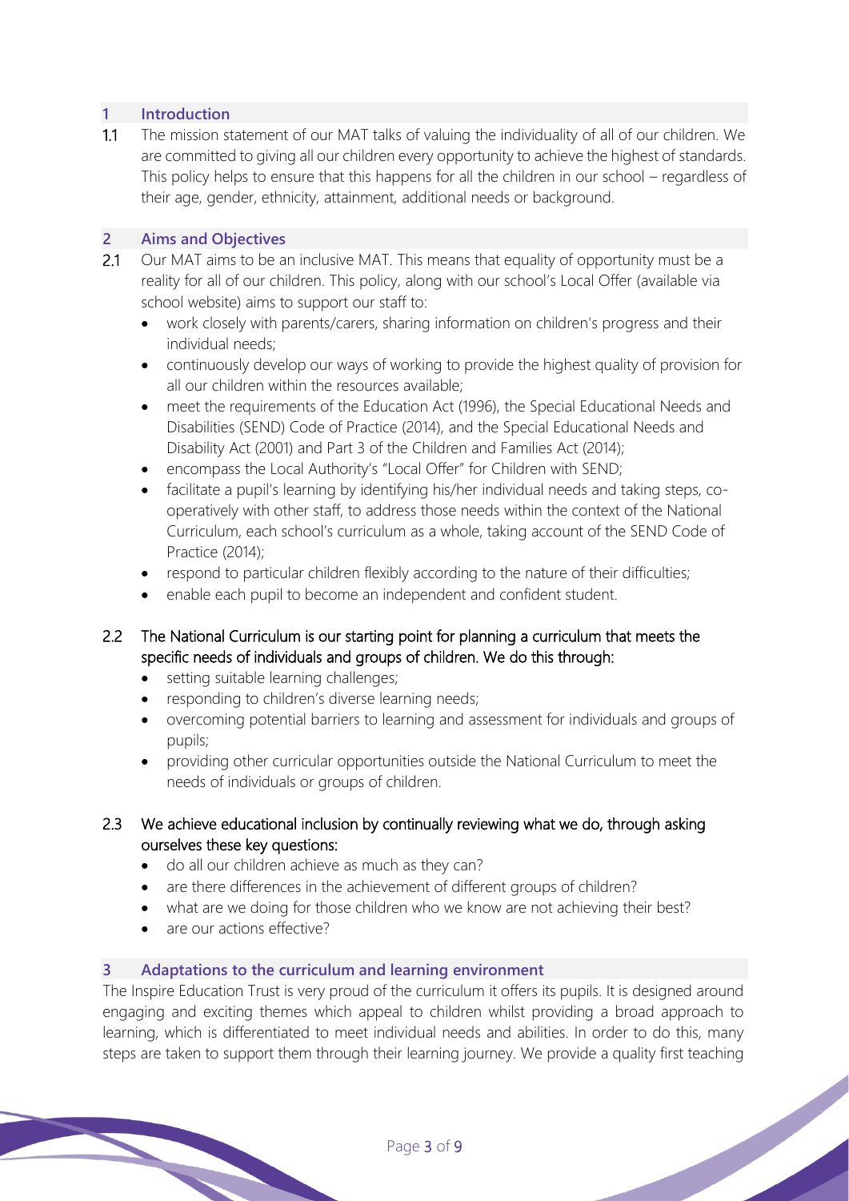## 1 Introduction

1.1 The mission statement of our MAT talks of valuing the individuality of all of our children. We are committed to giving all our children every opportunity to achieve the highest of standards. This policy helps to ensure that this happens for all the children in our school – regardless of their age, gender, ethnicity, attainment, additional needs or background.

## 2 Aims and Objectives

2.1 Our MAT aims to be an inclusive MAT. This means that equality of opportunity must be a reality for all of our children. This policy, along with our school's Local Offer (available via school website) aims to support our staff to:

- work closely with parents/carers, sharing information on children's progress and their individual needs;
- continuously develop our ways of working to provide the highest quality of provision for all our children within the resources available;
- meet the requirements of the Education Act (1996), the Special Educational Needs and Disabilities (SEND) Code of Practice (2014), and the Special Educational Needs and Disability Act (2001) and Part 3 of the Children and Families Act (2014);
- encompass the Local Authority's "Local Offer" for Children with SEND;
- facilitate a pupil's learning by identifying his/her individual needs and taking steps, co-operatively with other staff, to address those needs within the context of the National Curriculum, each school's curriculum as a whole, taking account of the SEND Code of Practice (2014);
- respond to particular children flexibly according to the nature of their difficulties;
- enable each pupil to become an independent and confident student.

2.2 The National Curriculum is our starting point for planning a curriculum that meets the specific needs of individuals and groups of children. We do this through:

- setting suitable learning challenges;
- responding to children's diverse learning needs;
- overcoming potential barriers to learning and assessment for individuals and groups of pupils;
- providing other curricular opportunities outside the National Curriculum to meet the needs of individuals or groups of children.

2.3 We achieve educational inclusion by continually reviewing what we do, through asking ourselves these key questions:

- do all our children achieve as much as they can?
- are there differences in the achievement of different groups of children?
- what are we doing for those children who we know are not achieving their best?
- are our actions effective?

## 3 Adaptations to the curriculum and learning environment

The Inspire Education Trust is very proud of the curriculum it offers its pupils. It is designed around engaging and exciting themes which appeal to children whilst providing a broad approach to learning, which is differentiated to meet individual needs and abilities. In order to do this, many steps are taken to support them through their learning journey. We provide a quality first teaching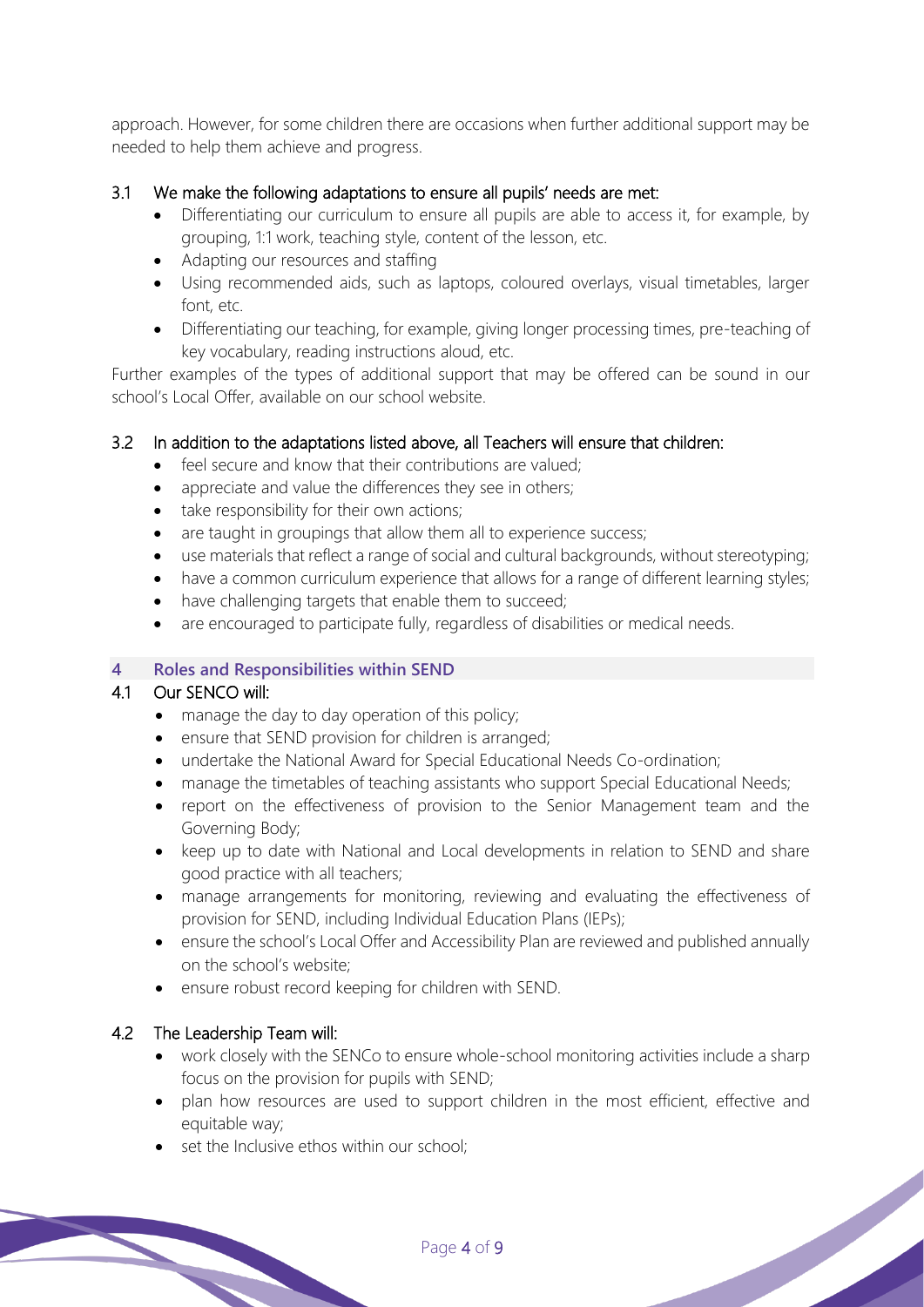approach. However, for some children there are occasions when further additional support may be needed to help them achieve and progress.

### 3.1 We make the following adaptations to ensure all pupils' needs are met:

- Differentiating our curriculum to ensure all pupils are able to access it, for example, by grouping, 1:1 work, teaching style, content of the lesson, etc.
- Adapting our resources and staffing
- Using recommended aids, such as laptops, coloured overlays, visual timetables, larger font, etc.
- Differentiating our teaching, for example, giving longer processing times, pre-teaching of key vocabulary, reading instructions aloud, etc.

Further examples of the types of additional support that may be offered can be sound in our school's Local Offer, available on our school website.

### 3.2 In addition to the adaptations listed above, all Teachers will ensure that children:

- feel secure and know that their contributions are valued;
- appreciate and value the differences they see in others;
- take responsibility for their own actions;
- are taught in groupings that allow them all to experience success;
- use materials that reflect a range of social and cultural backgrounds, without stereotyping;
- have a common curriculum experience that allows for a range of different learning styles;
- have challenging targets that enable them to succeed;
- are encouraged to participate fully, regardless of disabilities or medical needs.

## 4 Roles and Responsibilities within SEND

### 4.1 Our SENCO will:

- manage the day to day operation of this policy;
- ensure that SEND provision for children is arranged;
- undertake the National Award for Special Educational Needs Co-ordination;
- manage the timetables of teaching assistants who support Special Educational Needs;
- report on the effectiveness of provision to the Senior Management team and the Governing Body;
- keep up to date with National and Local developments in relation to SEND and share good practice with all teachers;
- manage arrangements for monitoring, reviewing and evaluating the effectiveness of provision for SEND, including Individual Education Plans (IEPs);
- ensure the school's Local Offer and Accessibility Plan are reviewed and published annually on the school's website;
- ensure robust record keeping for children with SEND.

### 4.2 The Leadership Team will:

- work closely with the SENCo to ensure whole-school monitoring activities include a sharp focus on the provision for pupils with SEND;
- plan how resources are used to support children in the most efficient, effective and equitable way;
- set the Inclusive ethos within our school;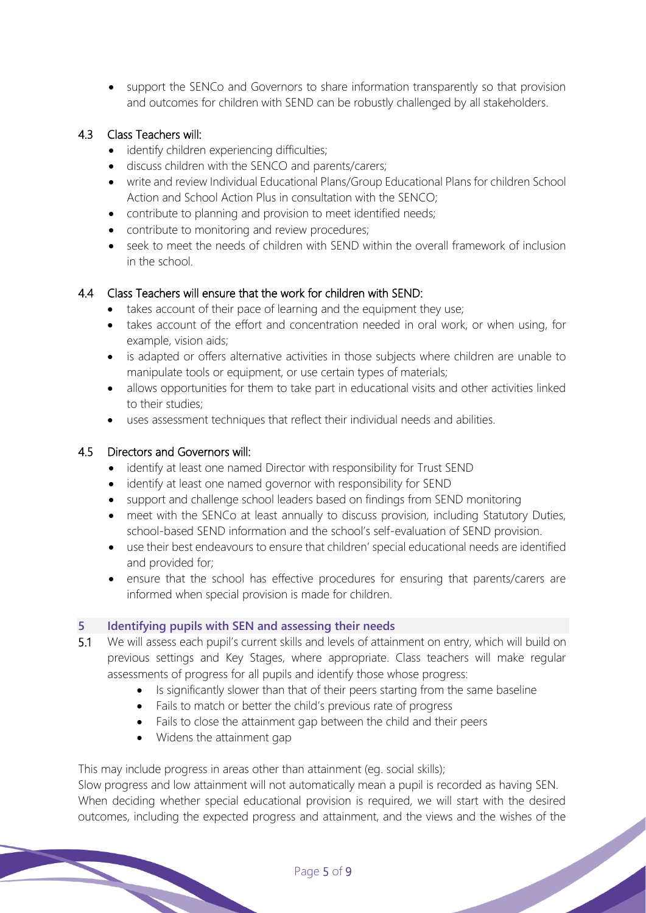- support the SENCo and Governors to share information transparently so that provision and outcomes for children with SEND can be robustly challenged by all stakeholders.

### 4.3 Class Teachers will:

- identify children experiencing difficulties;
- discuss children with the SENCO and parents/carers;
- write and review Individual Educational Plans/Group Educational Plans for children School Action and School Action Plus in consultation with the SENCO;
- contribute to planning and provision to meet identified needs;
- contribute to monitoring and review procedures;
- seek to meet the needs of children with SEND within the overall framework of inclusion in the school.

### 4.4 Class Teachers will ensure that the work for children with SEND:

- takes account of their pace of learning and the equipment they use;
- takes account of the effort and concentration needed in oral work, or when using, for example, vision aids;
- is adapted or offers alternative activities in those subjects where children are unable to manipulate tools or equipment, or use certain types of materials;
- allows opportunities for them to take part in educational visits and other activities linked to their studies;
- uses assessment techniques that reflect their individual needs and abilities.

### 4.5 Directors and Governors will:

- identify at least one named Director with responsibility for Trust SEND
- identify at least one named governor with responsibility for SEND
- support and challenge school leaders based on findings from SEND monitoring
- meet with the SENCo at least annually to discuss provision, including Statutory Duties, school-based SEND information and the school's self-evaluation of SEND provision.
- use their best endeavours to ensure that children' special educational needs are identified and provided for;
- ensure that the school has effective procedures for ensuring that parents/carers are informed when special provision is made for children.

## 5 Identifying pupils with SEN and assessing their needs

5.1 We will assess each pupil's current skills and levels of attainment on entry, which will build on previous settings and Key Stages, where appropriate. Class teachers will make regular assessments of progress for all pupils and identify those whose progress:

- Is significantly slower than that of their peers starting from the same baseline
- Fails to match or better the child's previous rate of progress
- Fails to close the attainment gap between the child and their peers
- Widens the attainment gap

This may include progress in areas other than attainment (eg. social skills);
Slow progress and low attainment will not automatically mean a pupil is recorded as having SEN.
When deciding whether special educational provision is required, we will start with the desired outcomes, including the expected progress and attainment, and the views and the wishes of the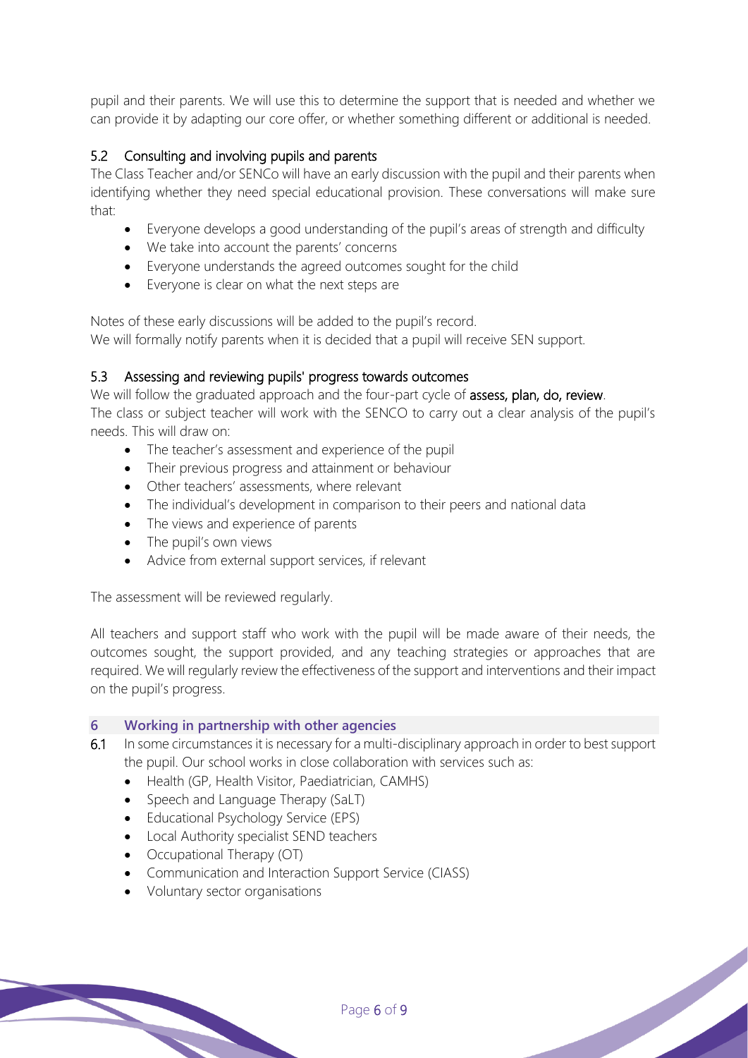pupil and their parents. We will use this to determine the support that is needed and whether we can provide it by adapting our core offer, or whether something different or additional is needed.

### 5.2 Consulting and involving pupils and parents

The Class Teacher and/or SENCo will have an early discussion with the pupil and their parents when identifying whether they need special educational provision. These conversations will make sure that:

- Everyone develops a good understanding of the pupil's areas of strength and difficulty
- We take into account the parents' concerns
- Everyone understands the agreed outcomes sought for the child
- Everyone is clear on what the next steps are

Notes of these early discussions will be added to the pupil's record.
We will formally notify parents when it is decided that a pupil will receive SEN support.

### 5.3 Assessing and reviewing pupils' progress towards outcomes

We will follow the graduated approach and the four-part cycle of **assess, plan, do, review**.
The class or subject teacher will work with the SENCO to carry out a clear analysis of the pupil's needs. This will draw on:

- The teacher's assessment and experience of the pupil
- Their previous progress and attainment or behaviour
- Other teachers' assessments, where relevant
- The individual's development in comparison to their peers and national data
- The views and experience of parents
- The pupil's own views
- Advice from external support services, if relevant

The assessment will be reviewed regularly.

All teachers and support staff who work with the pupil will be made aware of their needs, the outcomes sought, the support provided, and any teaching strategies or approaches that are required. We will regularly review the effectiveness of the support and interventions and their impact on the pupil's progress.

## 6 Working in partnership with other agencies

6.1 In some circumstances it is necessary for a multi-disciplinary approach in order to best support the pupil. Our school works in close collaboration with services such as:

- Health (GP, Health Visitor, Paediatrician, CAMHS)
- Speech and Language Therapy (SaLT)
- Educational Psychology Service (EPS)
- Local Authority specialist SEND teachers
- Occupational Therapy (OT)
- Communication and Interaction Support Service (CIASS)
- Voluntary sector organisations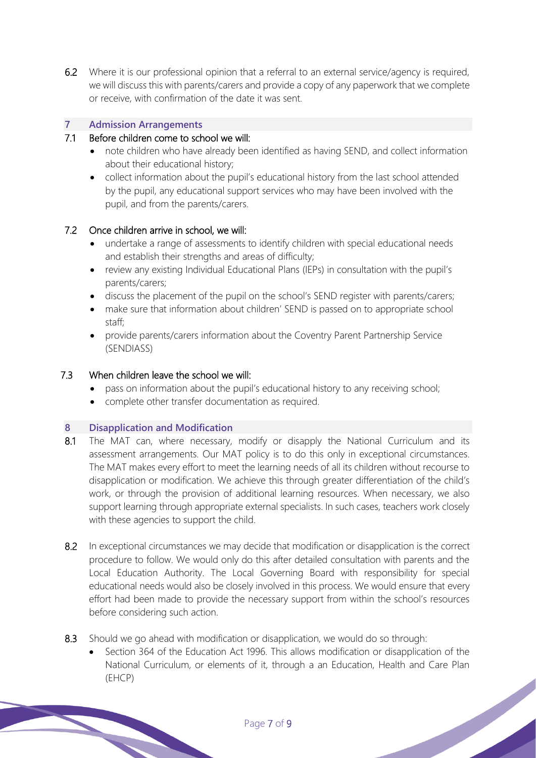6.2 Where it is our professional opinion that a referral to an external service/agency is required, we will discuss this with parents/carers and provide a copy of any paperwork that we complete or receive, with confirmation of the date it was sent.

## 7 Admission Arrangements

7.1 Before children come to school we will:

- note children who have already been identified as having SEND, and collect information about their educational history;
- collect information about the pupil's educational history from the last school attended by the pupil, any educational support services who may have been involved with the pupil, and from the parents/carers.

7.2 Once children arrive in school, we will:

- undertake a range of assessments to identify children with special educational needs and establish their strengths and areas of difficulty;
- review any existing Individual Educational Plans (IEPs) in consultation with the pupil's parents/carers;
- discuss the placement of the pupil on the school's SEND register with parents/carers;
- make sure that information about children' SEND is passed on to appropriate school staff;
- provide parents/carers information about the Coventry Parent Partnership Service (SENDIASS)

7.3 When children leave the school we will:

- pass on information about the pupil's educational history to any receiving school;
- complete other transfer documentation as required.

## 8 Disapplication and Modification

8.1 The MAT can, where necessary, modify or disapply the National Curriculum and its assessment arrangements. Our MAT policy is to do this only in exceptional circumstances. The MAT makes every effort to meet the learning needs of all its children without recourse to disapplication or modification. We achieve this through greater differentiation of the child's work, or through the provision of additional learning resources. When necessary, we also support learning through appropriate external specialists. In such cases, teachers work closely with these agencies to support the child.

8.2 In exceptional circumstances we may decide that modification or disapplication is the correct procedure to follow. We would only do this after detailed consultation with parents and the Local Education Authority. The Local Governing Board with responsibility for special educational needs would also be closely involved in this process. We would ensure that every effort had been made to provide the necessary support from within the school's resources before considering such action.

8.3 Should we go ahead with modification or disapplication, we would do so through:

- Section 364 of the Education Act 1996. This allows modification or disapplication of the National Curriculum, or elements of it, through a an Education, Health and Care Plan (EHCP)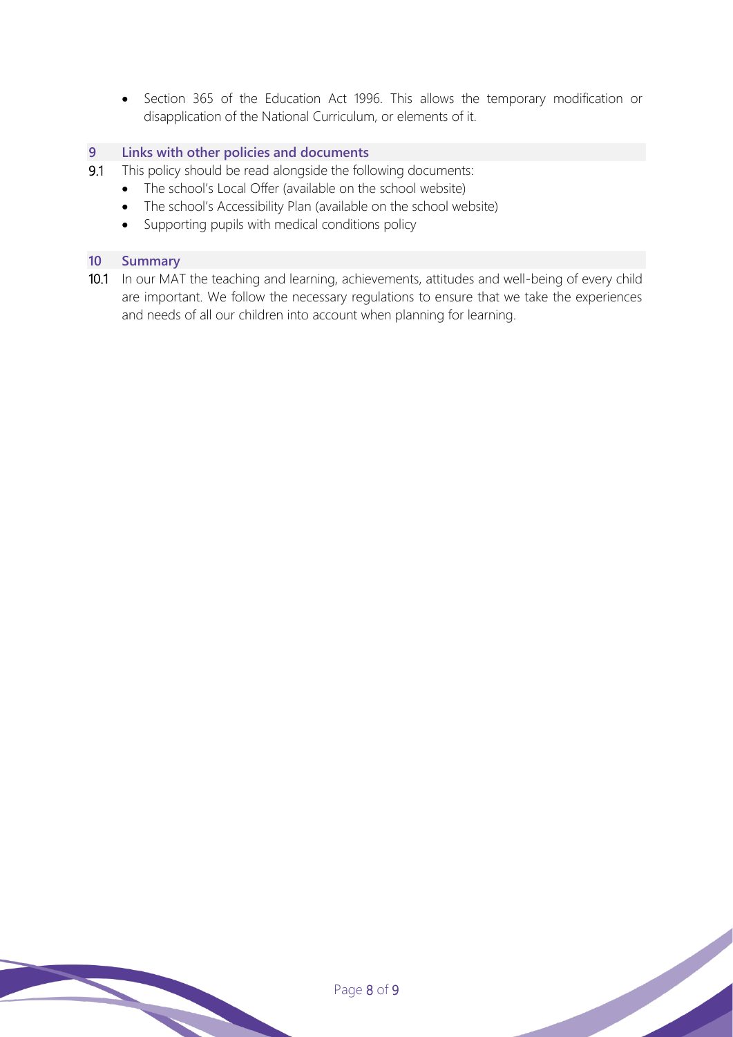- Section 365 of the Education Act 1996. This allows the temporary modification or disapplication of the National Curriculum, or elements of it.

## 9 Links with other policies and documents

9.1 This policy should be read alongside the following documents:

- The school's Local Offer (available on the school website)
- The school's Accessibility Plan (available on the school website)
- Supporting pupils with medical conditions policy

## 10 Summary

10.1 In our MAT the teaching and learning, achievements, attitudes and well-being of every child are important. We follow the necessary regulations to ensure that we take the experiences and needs of all our children into account when planning for learning.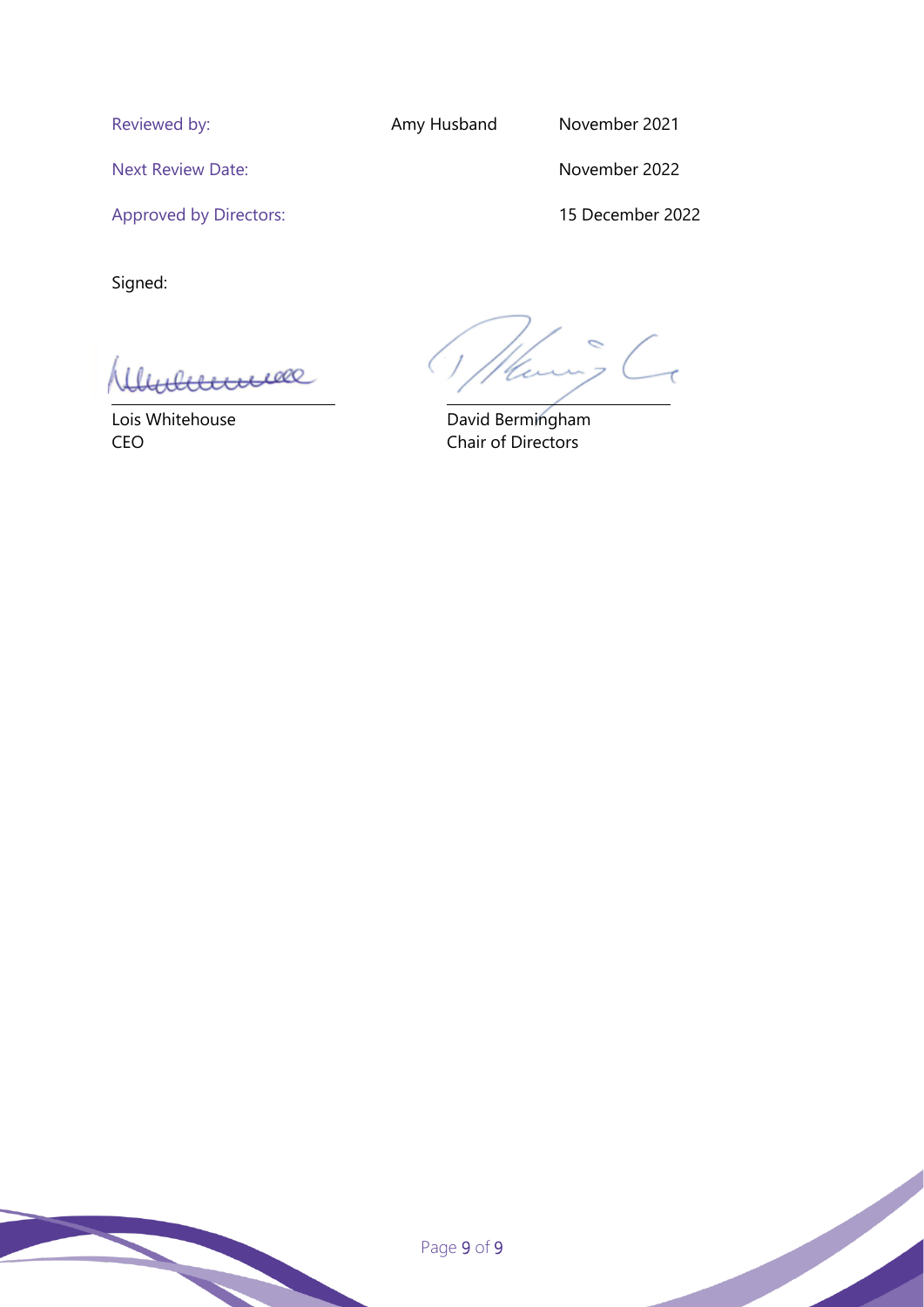| | | |
|---|---|---|
| Reviewed by: | Amy Husband | November 2021 |
| Next Review Date: | | November 2022 |
| Approved by Directors: | | 15 December 2022 |

Signed:

| | |
|---|---|
| Lois Whitehouse | David Bermingham |
| CEO | Chair of Directors |